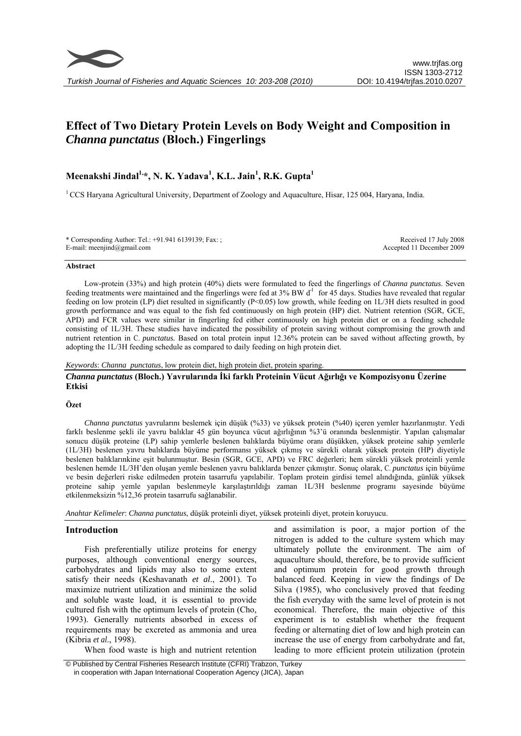# Effect of Two Dietary Protein Levels on Body Weight and Composition in *Channa punctatus* (Bloch.) Fingerlings

**Meenakshi Jindal[1,*], N. K. Yadava[1], K.L. Jain[1], R.K. Gupta[1]**

[1] CCS Haryana Agricultural University, Department of Zoology and Aquaculture, Hisar, 125 004, Haryana, India.

\* Corresponding Author: Tel.: +91.941 6139139; Fax: ;
E-mail: meenjind@gmail.com

Received 17 July 2008
Accepted 11 December 2009

### Abstract

Low-protein (33%) and high protein (40%) diets were formulated to feed the fingerlings of *Channa punctatus*. Seven feeding treatments were maintained and the fingerlings were fed at 3% BW $d^{-1}$ for 45 days. Studies have revealed that regular feeding on low protein (LP) diet resulted in significantly ($P<0.05$) low growth, while feeding on 1L/3H diets resulted in good growth performance and was equal to the fish fed continuously on high protein (HP) diet. Nutrient retention (SGR, GCE, APD) and FCR values were similar in fingerling fed either continuously on high protein diet or on a feeding schedule consisting of 1L/3H. These studies have indicated the possibility of protein saving without compromising the growth and nutrient retention in *C. punctatus.* Based on total protein input 12.36% protein can be saved without affecting growth, by adopting the 1L/3H feeding schedule as compared to daily feeding on high protein diet.

*Keywords*: *Channa punctatus*, low protein diet, high protein diet, protein sparing.

### *Channa punctatus* (Bloch.) Yavrularında İki farklı Proteinin Vücut Ağırlığı ve Kompozisyonu Üzerine Etkisi

#### Özet

*Channa punctatus* yavrularını beslemek için düşük (%33) ve yüksek protein (%40) içeren yemler hazırlanmıştır. Yedi farklı beslenme şekli ile yavru balıklar 45 gün boyunca vücut ağırlığının %3'ü oranında beslenmiştir. Yapılan çalışmalar sonucu düşük proteine (LP) sahip yemlerle beslenen balıklarda büyüme oranı düşükken, yüksek proteine sahip yemlerle (1L/3H) beslenen yavru balıklarda büyüme performansı yüksek çıkmış ve sürekli olarak yüksek protein (HP) diyetiyle beslenen balıklarınkine eşit bulunmuştur. Besin (SGR, GCE, APD) ve FRC değerleri; hem sürekli yüksek proteinli yemle beslenen hemde 1L/3H'den oluşan yemle beslenen yavru balıklarda benzer çıkmıştır. Sonuç olarak, C*. punctatus* için büyüme ve besin değerleri riske edilmeden protein tasarrufu yapılabilir. Toplam protein girdisi temel alındığında, günlük yüksek proteine sahip yemle yapılan beslenmeyle karşılaştırıldığı zaman 1L/3H beslenme programı sayesinde büyüme etkilenmeksizin %12,36 protein tasarrufu sağlanabilir.

*Anahtar Kelimeler*: *Channa punctatus*, düşük proteinli diyet, yüksek proteinli diyet, protein koruyucu.

## Introduction

Fish preferentially utilize proteins for energy purposes, although conventional energy sources, carbohydrates and lipids may also to some extent satisfy their needs (Keshavanath *et al*., 2001). To maximize nutrient utilization and minimize the solid and soluble waste load, it is essential to provide cultured fish with the optimum levels of protein (Cho, 1993). Generally nutrients absorbed in excess of requirements may be excreted as ammonia and urea (Kibria *et al*., 1998).

When food waste is high and nutrient retention and assimilation is poor, a major portion of the nitrogen is added to the culture system which may ultimately pollute the environment. The aim of aquaculture should, therefore, be to provide sufficient and optimum protein for good growth through balanced feed. Keeping in view the findings of De Silva (1985), who conclusively proved that feeding the fish everyday with the same level of protein is not economical. Therefore, the main objective of this experiment is to establish whether the frequent feeding or alternating diet of low and high protein can increase the use of energy from carbohydrate and fat, leading to more efficient protein utilization (protein

© Published by Central Fisheries Research Institute (CFRI) Trabzon, Turkey
in cooperation with Japan International Cooperation Agency (JICA), Japan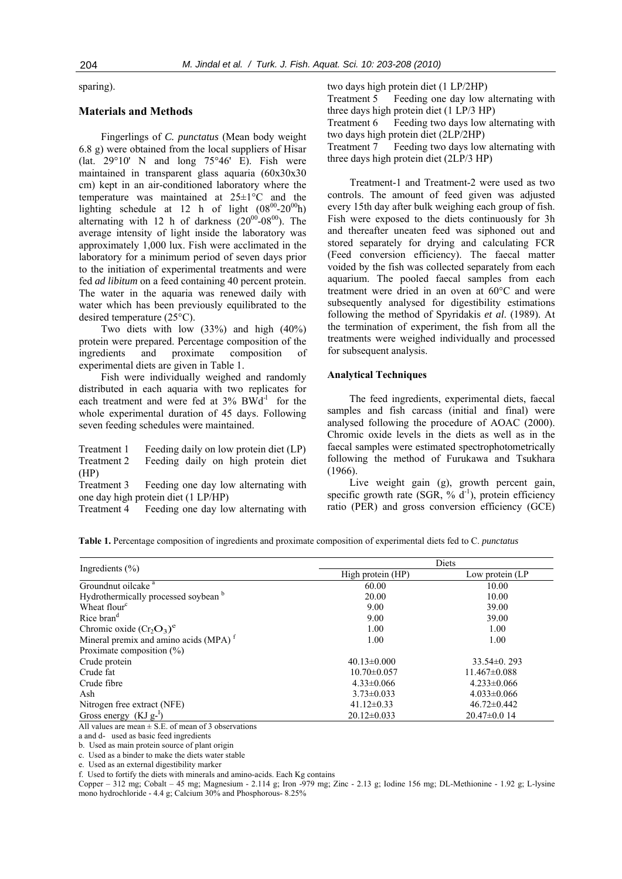sparing).

## Materials and Methods

Fingerlings of *C. punctatus* (Mean body weight 6.8 g) were obtained from the local suppliers of Hisar (lat. 29°10' N and long 75°46' E). Fish were maintained in transparent glass aquaria (60x30x30 cm) kept in an air-conditioned laboratory where the temperature was maintained at 25±1°C and the lighting schedule at 12 h of light ($08^{00}$-$20^{00}$h) alternating with 12 h of darkness ($20^{00}$-$08^{00}$). The average intensity of light inside the laboratory was approximately 1,000 lux. Fish were acclimated in the laboratory for a minimum period of seven days prior to the initiation of experimental treatments and were fed *ad libitum* on a feed containing 40 percent protein. The water in the aquaria was renewed daily with water which has been previously equilibrated to the desired temperature (25°C).

Two diets with low (33%) and high (40%) protein were prepared. Percentage composition of the ingredients and proximate composition of experimental diets are given in Table 1.

Fish were individually weighed and randomly distributed in each aquaria with two replicates for each treatment and were fed at 3% $BWd^{-1}$ for the whole experimental duration of 45 days. Following seven feeding schedules were maintained.

Treatment 1 Feeding daily on low protein diet (LP)
Treatment 2 Feeding daily on high protein diet (HP)
Treatment 3 Feeding one day low alternating with one day high protein diet (1 LP/HP)
Treatment 4 Feeding one day low alternating with two days high protein diet (1 LP/2HP)
Treatment 5 Feeding one day low alternating with three days high protein diet (1 LP/3 HP)
Treatment 6 Feeding two days low alternating with two days high protein diet (2LP/2HP)
Treatment 7 Feeding two days low alternating with three days high protein diet (2LP/3 HP)

Treatment-1 and Treatment-2 were used as two controls. The amount of feed given was adjusted every 15th day after bulk weighing each group of fish. Fish were exposed to the diets continuously for 3h and thereafter uneaten feed was siphoned out and stored separately for drying and calculating FCR (Feed conversion efficiency). The faecal matter voided by the fish was collected separately from each aquarium. The pooled faecal samples from each treatment were dried in an oven at 60°C and were subsequently analysed for digestibility estimations following the method of Spyridakis *et al*. (1989). At the termination of experiment, the fish from all the treatments were weighed individually and processed for subsequent analysis.

### Analytical Techniques

The feed ingredients, experimental diets, faecal samples and fish carcass (initial and final) were analysed following the procedure of AOAC (2000). Chromic oxide levels in the diets as well as in the faecal samples were estimated spectrophotometrically following the method of Furukawa and Tsukhara (1966).

Live weight gain (g), growth percent gain, specific growth rate (SGR, % $d^{-1}$), protein efficiency ratio (PER) and gross conversion efficiency (GCE)

**Table 1.** Percentage composition of ingredients and proximate composition of experimental diets fed to C. *punctatus*

| Ingredients (%) | Diets | |
|---|---|---|
| | High protein (HP) | Low protein (LP |
| Groundnut oilcake [a] | 60.00 | 10.00 |
| Hydrothermically processed soybean [b] | 20.00 | 10.00 |
| Wheat flour[c] | 9.00 | 39.00 |
| Rice bran[d] | 9.00 | 39.00 |
| Chromic oxide ($Cr_2O_3$)[e] | 1.00 | 1.00 |
| Mineral premix and amino acids (MPA) [f] | 1.00 | 1.00 |
| Proximate composition (%) | | |
| Crude protein | 40.13±0.000 | 33.54±0. 293 |
| Crude fat | 10.70±0.057 | 11.467±0.088 |
| Crude fibre | 4.33±0.066 | 4.233±0.066 |
| Ash | 3.73±0.033 | 4.033±0.066 |
| Nitrogen free extract (NFE) | 41.12±0.33 | 46.72±0.442 |
| Gross energy (KJ $g^{-1}$) | 20.12±0.033 | 20.47±0.0 14 |

All values are mean ± S.E. of mean of 3 observations
a and d- used as basic feed ingredients
b. Used as main protein source of plant origin
c. Used as a binder to make the diets water stable
e. Used as an external digestibility marker
f. Used to fortify the diets with minerals and amino-acids. Each Kg contains
Copper – 312 mg; Cobalt – 45 mg; Magnesium - 2.114 g; Iron -979 mg; Zinc - 2.13 g; Iodine 156 mg; DL-Methionine - 1.92 g; L-lysine mono hydrochloride - 4.4 g; Calcium 30% and Phosphorous- 8.25%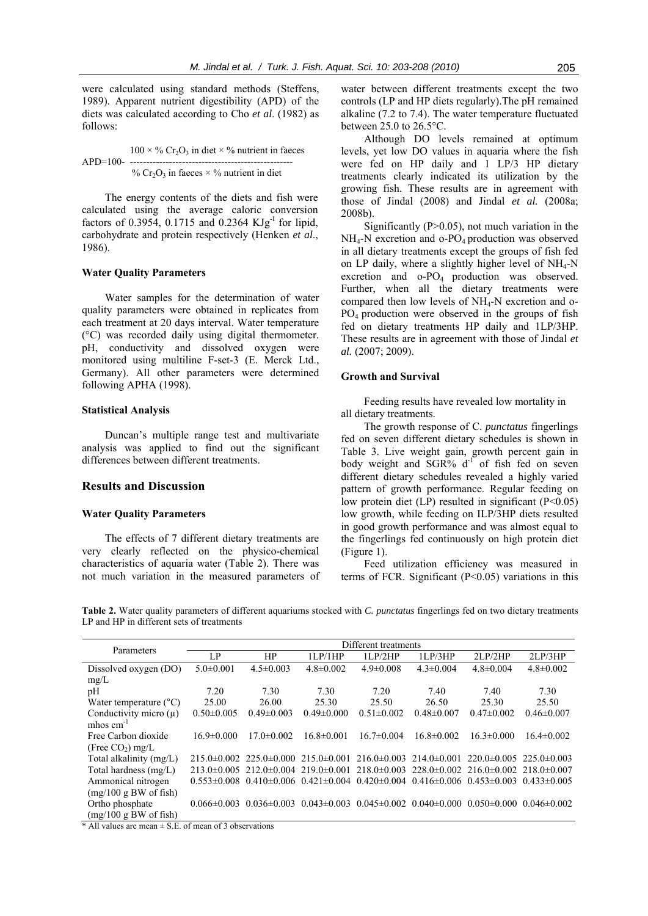were calculated using standard methods (Steffens, 1989). Apparent nutrient digestibility (APD) of the diets was calculated according to Cho *et al*. (1982) as follows:

$$APD = 100 - \frac{100 \times \% \ Cr_2O_3 \text{ in diet} \times \% \text{ nutrient in faeces}}{\% \ Cr_2O_3 \text{ in faeces} \times \% \text{ nutrient in diet}}$$

The energy contents of the diets and fish were calculated using the average caloric conversion factors of 0.3954, 0.1715 and 0.2364 $KJg^{-1}$ for lipid, carbohydrate and protein respectively (Henken *et al*., 1986).

### Water Quality Parameters

Water samples for the determination of water quality parameters were obtained in replicates from each treatment at 20 days interval. Water temperature (°C) was recorded daily using digital thermometer. pH, conductivity and dissolved oxygen were monitored using multiline F-set-3 (E. Merck Ltd., Germany). All other parameters were determined following APHA (1998).

### Statistical Analysis

Duncan's multiple range test and multivariate analysis was applied to find out the significant differences between different treatments.

## Results and Discussion

### Water Quality Parameters

The effects of 7 different dietary treatments are very clearly reflected on the physico-chemical characteristics of aquaria water (Table 2). There was not much variation in the measured parameters of water between different treatments except the two controls (LP and HP diets regularly).The pH remained alkaline (7.2 to 7.4). The water temperature fluctuated between 25.0 to 26.5°C.

Although DO levels remained at optimum levels, yet low DO values in aquaria where the fish were fed on HP daily and 1 LP/3 HP dietary treatments clearly indicated its utilization by the growing fish. These results are in agreement with those of Jindal (2008) and Jindal *et al.* (2008a; 2008b).

Significantly ($P>0.05$), not much variation in the $NH_4$-N excretion and o-$PO_4$ production was observed in all dietary treatments except the groups of fish fed on LP daily, where a slightly higher level of $NH_4$-N excretion and o-$PO_4$ production was observed. Further, when all the dietary treatments were compared then low levels of $NH_4$-N excretion and o-$PO_4$ production were observed in the groups of fish fed on dietary treatments HP daily and 1LP/3HP. These results are in agreement with those of Jindal *et al.* (2007; 2009).

### Growth and Survival

Feeding results have revealed low mortality in all dietary treatments.

The growth response of C. *punctatus* fingerlings fed on seven different dietary schedules is shown in Table 3. Live weight gain, growth percent gain in body weight and SGR% $d^{-1}$ of fish fed on seven different dietary schedules revealed a highly varied pattern of growth performance. Regular feeding on low protein diet (LP) resulted in significant ($P<0.05$) low growth, while feeding on ILP/3HP diets resulted in good growth performance and was almost equal to the fingerlings fed continuously on high protein diet (Figure 1).

Feed utilization efficiency was measured in terms of FCR. Significant ($P<0.05$) variations in this

**Table 2.** Water quality parameters of different aquariums stocked with *C. punctatus* fingerlings fed on two dietary treatments LP and HP in different sets of treatments

| Parameters | Different treatments | | | | | | |
|---|---|---|---|---|---|---|---|
| | LP | HP | 1LP/1HP | 1LP/2HP | 1LP/3HP | 2LP/2HP | 2LP/3HP |
| Dissolved oxygen (DO) mg/L | 5.0±0.001 | 4.5±0.003 | 4.8±0.002 | 4.9±0.008 | 4.3±0.004 | 4.8±0.004 | 4.8±0.002 |
| pH | 7.20 | 7.30 | 7.30 | 7.20 | 7.40 | 7.40 | 7.30 |
| Water temperature (°C) | 25.00 | 26.00 | 25.30 | 25.50 | 26.50 | 25.30 | 25.50 |
| Conductivity micro (μ) mhos $cm^{-1}$ | 0.50±0.005 | 0.49±0.003 | 0.49±0.000 | 0.51±0.002 | 0.48±0.007 | 0.47±0.002 | 0.46±0.007 |
| Free Carbon dioxide (Free $CO_2$) mg/L | 16.9±0.000 | 17.0±0.002 | 16.8±0.001 | 16.7±0.004 | 16.8±0.002 | 16.3±0.000 | 16.4±0.002 |
| Total alkalinity (mg/L) | 215.0±0.002 | 225.0±0.000 | 215.0±0.001 | 216.0±0.003 | 214.0±0.001 | 220.0±0.005 | 225.0±0.003 |
| Total hardness (mg/L) | 213.0±0.005 | 212.0±0.004 | 219.0±0.001 | 218.0±0.003 | 228.0±0.002 | 216.0±0.002 | 218.0±0.007 |
| Ammonical nitrogen (mg/100 g BW of fish) | 0.553±0.008 | 0.410±0.006 | 0.421±0.004 | 0.420±0.004 | 0.416±0.006 | 0.453±0.003 | 0.433±0.005 |
| Ortho phosphate (mg/100 g BW of fish) | 0.066±0.003 | 0.036±0.003 | 0.043±0.003 | 0.045±0.002 | 0.040±0.000 | 0.050±0.000 | 0.046±0.002 |

\* All values are mean ± S.E. of mean of 3 observations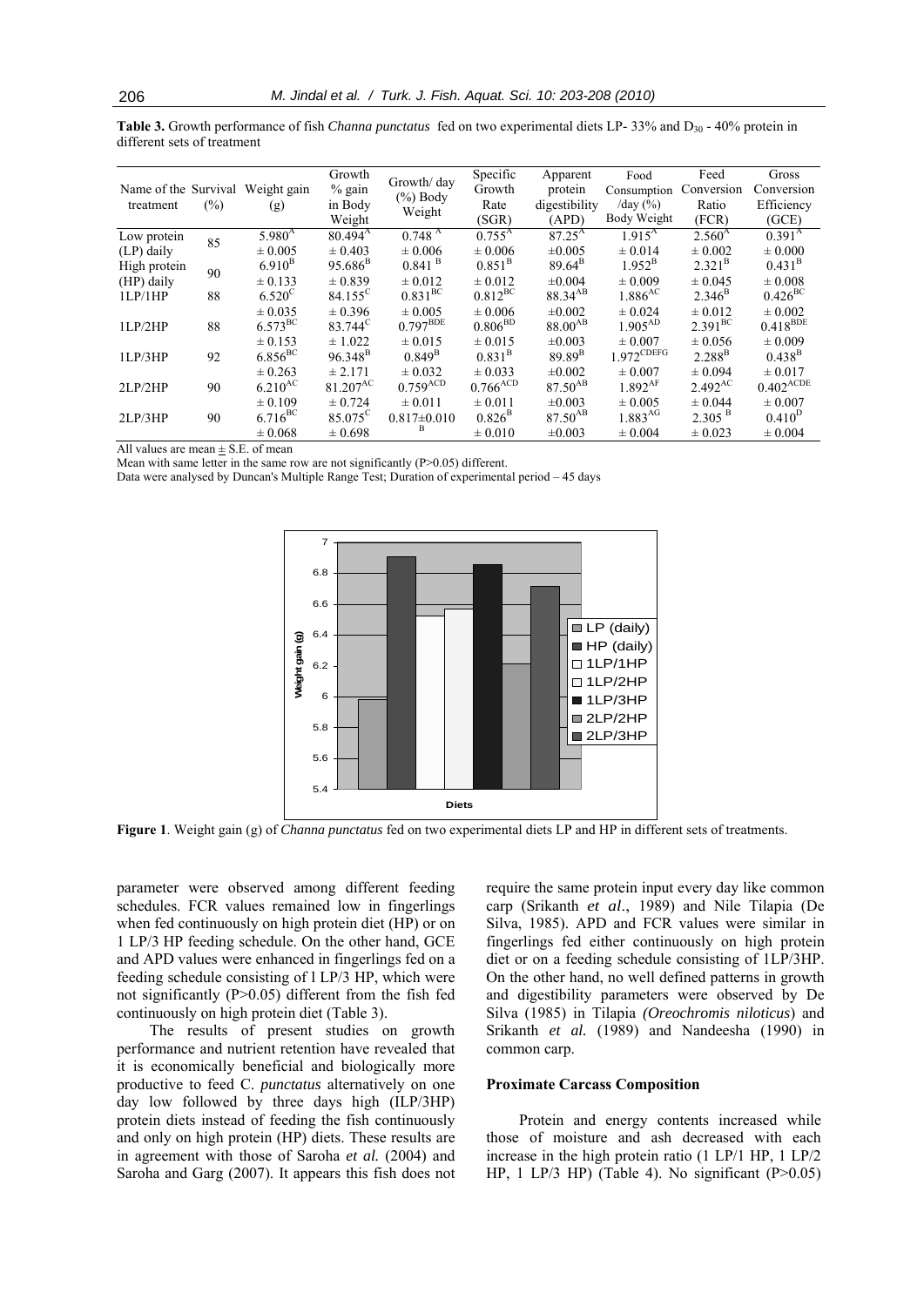**Table 3.** Growth performance of fish *Channa punctatus* fed on two experimental diets LP- 33% and $D_{30}$ - 40% protein in different sets of treatment

| Name of the treatment | Survival (%) | Weight gain (g) | Growth % gain in Body Weight | Growth/ day (%) Body Weight | Specific Growth Rate (SGR) | Apparent protein digestibility (APD) | Food Consumption /day (%) Body Weight | Feed Conversion Ratio (FCR) | Gross Conversion Efficiency (GCE) |
|---|---|---|---|---|---|---|---|---|---|
| Low protein (LP) daily | 85 | $5.980^{A}$ ± 0.005 | $80.494^{A}$ ± 0.403 | $0.748^{A}$ ± 0.006 | $0.755^{A}$ ± 0.006 | $87.25^{A}$ ±0.005 | $1.915^{A}$ ± 0.014 | $2.560^{A}$ ± 0.002 | $0.391^{A}$ ± 0.000 |
| High protein (HP) daily | 90 | $6.910^{B}$ ± 0.133 | $95.686^{B}$ ± 0.839 | $0.841^{B}$ ± 0.012 | $0.851^{B}$ ± 0.012 | $89.64^{B}$ ±0.004 | $1.952^{B}$ ± 0.009 | $2.321^{B}$ ± 0.045 | $0.431^{B}$ ± 0.008 |
| 1LP/1HP | 88 | $6.520^{C}$ ± 0.035 | $84.155^{C}$ ± 0.396 | $0.831^{BC}$ ± 0.005 | $0.812^{BC}$ ± 0.006 | $88.34^{AB}$ ±0.002 | $1.886^{AC}$ ± 0.024 | $2.346^{B}$ ± 0.012 | $0.426^{BC}$ ± 0.002 |
| 1LP/2HP | 88 | $6.573^{BC}$ ± 0.153 | $83.744^{C}$ ± 1.022 | $0.797^{BDE}$ ± 0.015 | $0.806^{BD}$ ± 0.015 | $88.00^{AB}$ ±0.003 | $1.905^{AD}$ ± 0.007 | $2.391^{BC}$ ± 0.056 | $0.418^{BDE}$ ± 0.009 |
| 1LP/3HP | 92 | $6.856^{BC}$ ± 0.263 | $96.348^{B}$ ± 2.171 | $0.849^{B}$ ± 0.032 | $0.831^{B}$ ± 0.033 | $89.89^{B}$ ±0.002 | $1.972^{CDEFG}$ ± 0.007 | $2.288^{B}$ ± 0.094 | $0.438^{B}$ ± 0.017 |
| 2LP/2HP | 90 | $6.210^{AC}$ ± 0.109 | $81.207^{AC}$ ± 0.724 | $0.759^{ACD}$ ± 0.011 | $0.766^{ACD}$ ± 0.011 | $87.50^{AB}$ ±0.003 | $1.892^{AF}$ ± 0.005 | $2.492^{AC}$ ± 0.044 | $0.402^{ACDE}$ ± 0.007 |
| 2LP/3HP | 90 | $6.716^{BC}$ ± 0.068 | $85.075^{C}$ ± 0.698 | $0.817±0.010^{B}$ | $0.826^{B}$ ± 0.010 | $87.50^{AB}$ ±0.003 | $1.883^{AG}$ ± 0.004 | $2.305^{B}$ ± 0.023 | $0.410^{D}$ ± 0.004 |

All values are mean ± S.E. of mean

Mean with same letter in the same row are not significantly (P>0.05) different.

Data were analysed by Duncan's Multiple Range Test; Duration of experimental period – 45 days

**Figure 1**. Weight gain (g) of *Channa punctatus* fed on two experimental diets LP and HP in different sets of treatments.

parameter were observed among different feeding schedules. FCR values remained low in fingerlings when fed continuously on high protein diet (HP) or on 1 LP/3 HP feeding schedule. On the other hand, GCE and APD values were enhanced in fingerlings fed on a feeding schedule consisting of l LP/3 HP, which were not significantly (P>0.05) different from the fish fed continuously on high protein diet (Table 3).

The results of present studies on growth performance and nutrient retention have revealed that it is economically beneficial and biologically more productive to feed C. *punctatus* alternatively on one day low followed by three days high (ILP/3HP) protein diets instead of feeding the fish continuously and only on high protein (HP) diets. These results are in agreement with those of Saroha *et al.* (2004) and Saroha and Garg (2007). It appears this fish does not require the same protein input every day like common carp (Srikanth *et al*., 1989) and Nile Tilapia (De Silva, 1985). APD and FCR values were similar in fingerlings fed either continuously on high protein diet or on a feeding schedule consisting of 1LP/3HP. On the other hand, no well defined patterns in growth and digestibility parameters were observed by De Silva (1985) in Tilapia *(Oreochromis niloticus*) and Srikanth *et al.* (1989) and Nandeesha (1990) in common carp.

### Proximate Carcass Composition

Protein and energy contents increased while those of moisture and ash decreased with each increase in the high protein ratio (1 LP/1 HP, 1 LP/2 HP, 1 LP/3 HP) (Table 4). No significant (P>0.05)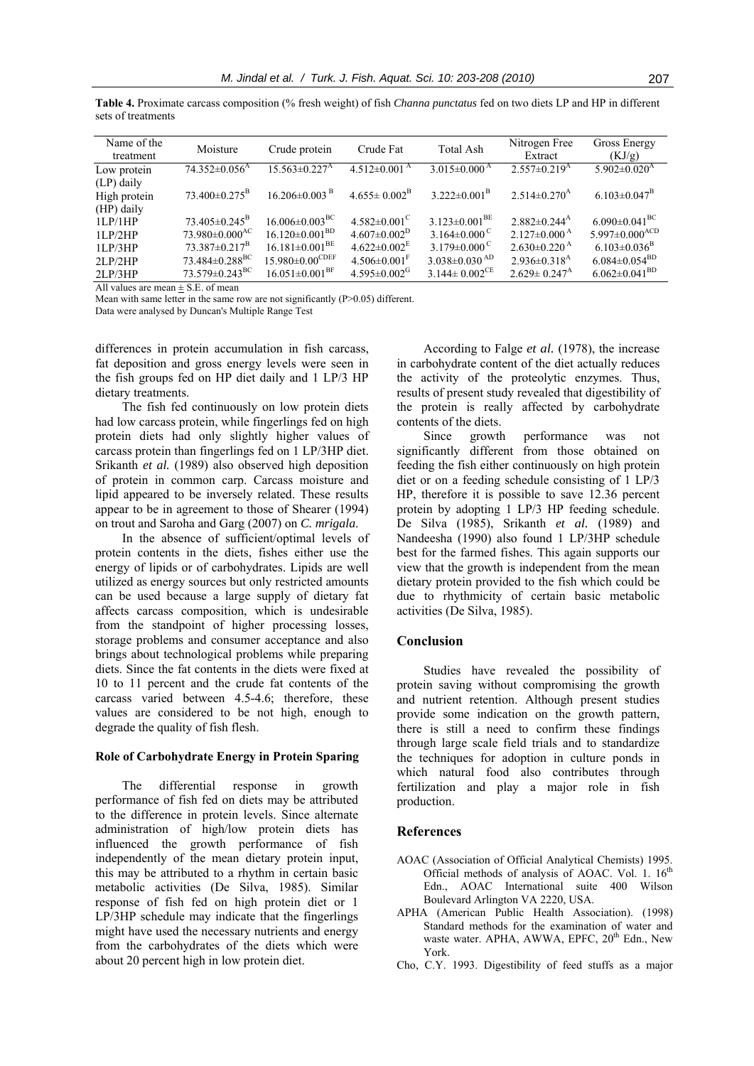**Table 4.** Proximate carcass composition (% fresh weight) of fish *Channa punctatus* fed on two diets LP and HP in different sets of treatments

| Name of the treatment | Moisture | Crude protein | Crude Fat | Total Ash | Nitrogen Free Extract | Gross Energy (KJ/g) |
|---|---|---|---|---|---|---|
| Low protein (LP) daily | 74.352±0.056[A] | 15.563±0.227[A] | 4.512±0.001[A] | 3.015±0.000[A] | 2.557±0.219[A] | 5.902±0.020[A] |
| High protein (HP) daily | 73.400±0.275[B] | 16.206±0.003[B] | 4.655± 0.002[B] | 3.222±0.001[B] | 2.514±0.270[A] | 6.103±0.047[B] |
| 1LP/1HP | 73.405±0.245[B] | 16.006±0.003[BC] | 4.582±0.001[C] | 3.123±0.001[BE] | 2.882±0.244[A] | 6.090±0.041[BC] |
| 1LP/2HP | 73.980±0.000[AC] | 16.120±0.001[BD] | 4.607±0.002[D] | 3.164±0.000[C] | 2.127±0.000[A] | 5.997±0.000[ACD] |
| 1LP/3HP | 73.387±0.217[B] | 16.181±0.001[BE] | 4.622±0.002[E] | 3.179±0.000[C] | 2.630±0.220[A] | 6.103±0.036[B] |
| 2LP/2HP | 73.484±0.288[BC] | 15.980±0.00[CDEF] | 4.506±0.001[F] | 3.038±0.030[AD] | 2.936±0.318[A] | 6.084±0.054[BD] |
| 2LP/3HP | 73.579±0.243[BC] | 16.051±0.001[BF] | 4.595±0.002[G] | 3.144± 0.002[CE] | 2.629± 0.247[A] | 6.062±0.041[BD] |

All values are mean ± S.E. of mean
Mean with same letter in the same row are not significantly (P>0.05) different.
Data were analysed by Duncan's Multiple Range Test

differences in protein accumulation in fish carcass, fat deposition and gross energy levels were seen in the fish groups fed on HP diet daily and 1 LP/3 HP dietary treatments.

The fish fed continuously on low protein diets had low carcass protein, while fingerlings fed on high protein diets had only slightly higher values of carcass protein than fingerlings fed on 1 LP/3HP diet. Srikanth *et al.* (1989) also observed high deposition of protein in common carp. Carcass moisture and lipid appeared to be inversely related. These results appear to be in agreement to those of Shearer (1994) on trout and Saroha and Garg (2007) on *C. mrigala.*

In the absence of sufficient/optimal levels of protein contents in the diets, fishes either use the energy of lipids or of carbohydrates. Lipids are well utilized as energy sources but only restricted amounts can be used because a large supply of dietary fat affects carcass composition, which is undesirable from the standpoint of higher processing losses, storage problems and consumer acceptance and also brings about technological problems while preparing diets. Since the fat contents in the diets were fixed at 10 to 11 percent and the crude fat contents of the carcass varied between 4.5-4.6; therefore, these values are considered to be not high, enough to degrade the quality of fish flesh.

#### Role of Carbohydrate Energy in Protein Sparing

The differential response in growth performance of fish fed on diets may be attributed to the difference in protein levels. Since alternate administration of high/low protein diets has influenced the growth performance of fish independently of the mean dietary protein input, this may be attributed to a rhythm in certain basic metabolic activities (De Silva, 1985). Similar response of fish fed on high protein diet or 1 LP/3HP schedule may indicate that the fingerlings might have used the necessary nutrients and energy from the carbohydrates of the diets which were about 20 percent high in low protein diet.

According to Falge *et al.* (1978), the increase in carbohydrate content of the diet actually reduces the activity of the proteolytic enzymes. Thus, results of present study revealed that digestibility of the protein is really affected by carbohydrate contents of the diets.

Since growth performance was not significantly different from those obtained on feeding the fish either continuously on high protein diet or on a feeding schedule consisting of 1 LP/3 HP, therefore it is possible to save 12.36 percent protein by adopting 1 LP/3 HP feeding schedule. De Silva (1985), Srikanth *et al.* (1989) and Nandeesha (1990) also found 1 LP/3HP schedule best for the farmed fishes. This again supports our view that the growth is independent from the mean dietary protein provided to the fish which could be due to rhythmicity of certain basic metabolic activities (De Silva, 1985).

## Conclusion

Studies have revealed the possibility of protein saving without compromising the growth and nutrient retention. Although present studies provide some indication on the growth pattern, there is still a need to confirm these findings through large scale field trials and to standardize the techniques for adoption in culture ponds in which natural food also contributes through fertilization and play a major role in fish production.

## References

AOAC (Association of Official Analytical Chemists) 1995. Official methods of analysis of AOAC. Vol. 1. 16th Edn., AOAC International suite 400 Wilson Boulevard Arlington VA 2220, USA.

APHA (American Public Health Association). (1998) Standard methods for the examination of water and waste water. APHA, AWWA, EPFC, 20th Edn., New York.

Cho, C.Y. 1993. Digestibility of feed stuffs as a major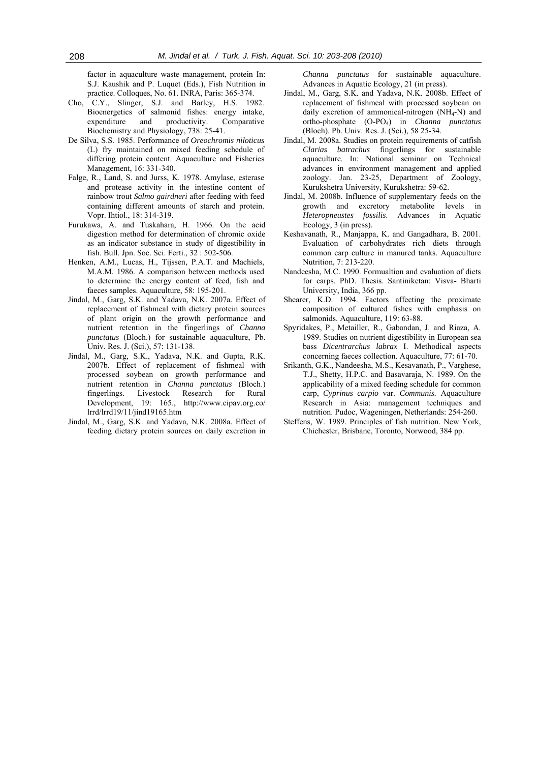factor in aquaculture waste management, protein In: S.J. Kaushik and P. Luquet (Eds.), Fish Nutrition in practice. Colloques, No. 61. INRA, Paris: 365-374.

Cho, C.Y., Slinger, S.J. and Barley, H.S. 1982. Bioenergetics of salmonid fishes: energy intake, expenditure and productivity. Comparative Biochemistry and Physiology, 738: 25-41.

De Silva, S.S. 1985. Performance of *Oreochromis niloticus* (L) fry maintained on mixed feeding schedule of differing protein content. Aquaculture and Fisheries Management, 16: 331-340.

Falge, R., Land, S. and Jurss, K. 1978. Amylase, esterase and protease activity in the intestine content of rainbow trout *Salmo gairdneri* after feeding with feed containing different amounts of starch and protein. Vopr. Ihtiol., 18: 314-319.

Furukawa, A. and Tuskahara, H. 1966. On the acid digestion method for determination of chromic oxide as an indicator substance in study of digestibility in fish. Bull. Jpn. Soc. Sci. Ferti., 32 : 502-506.

Henken, A.M., Lucas, H., Tijssen, P.A.T. and Machiels, M.A.M. 1986. A comparison between methods used to determine the energy content of feed, fish and faeces samples. Aquaculture, 58: 195-201.

Jindal, M., Garg, S.K. and Yadava, N.K. 2007a. Effect of replacement of fishmeal with dietary protein sources of plant origin on the growth performance and nutrient retention in the fingerlings of *Channa punctatus* (Bloch.) for sustainable aquaculture, Pb. Univ. Res. J. (Sci.), 57: 131-138.

Jindal, M., Garg, S.K., Yadava, N.K. and Gupta, R.K. 2007b. Effect of replacement of fishmeal with processed soybean on growth performance and nutrient retention in *Channa punctatus* (Bloch.) fingerlings. Livestock Research for Rural Development, 19: 165., http://www.cipav.org.co/lrrd/lrrd19/11/jind19165.htm

Jindal, M., Garg, S.K. and Yadava, N.K. 2008a. Effect of feeding dietary protein sources on daily excretion in *Channa punctatus* for sustainable aquaculture. Advances in Aquatic Ecology, 21 (in press).

Jindal, M., Garg, S.K. and Yadava, N.K. 2008b. Effect of replacement of fishmeal with processed soybean on daily excretion of ammonical-nitrogen ($NH_4$-N) and ortho-phosphate (O-$PO_4$) in *Channa punctatus* (Bloch). Pb. Univ. Res. J. (Sci.), 58 25-34.

Jindal, M. 2008a. Studies on protein requirements of catfish *Clarias batrachus* fingerlings for sustainable aquaculture. In: National seminar on Technical advances in environment management and applied zoology. Jan. 23-25, Department of Zoology, Kurukshetra University, Kurukshetra: 59-62.

Jindal, M. 2008b. Influence of supplementary feeds on the growth and excretory metabolite levels in *Heteropneustes fossilis*. Advances in Aquatic Ecology, 3 (in press).

Keshavanath, R., Manjappa, K. and Gangadhara, B. 2001. Evaluation of carbohydrates rich diets through common carp culture in manured tanks. Aquaculture Nutrition, 7: 213-220.

Nandeesha, M.C. 1990. Formualtion and evaluation of diets for carps. PhD. Thesis. Santiniketan: Visva- Bharti University, India, 366 pp.

Shearer, K.D. 1994. Factors affecting the proximate composition of cultured fishes with emphasis on salmonids. Aquaculture, 119: 63-88.

Spyridakes, P., Metailler, R., Gabandan, J. and Riaza, A. 1989. Studies on nutrient digestibility in European sea bass *Dicentrarchus labrax* I. Methodical aspects concerning faeces collection. Aquaculture, 77: 61-70.

Srikanth, G.K., Nandeesha, M.S., Kesavanath, P., Varghese, T.J., Shetty, H.P.C. and Basavaraja, N. 1989. On the applicability of a mixed feeding schedule for common carp, *Cyprinus carpio* var. *Communis.* Aquaculture Research in Asia: management techniques and nutrition. Pudoc, Wageningen, Netherlands: 254-260.

Steffens, W. 1989. Principles of fish nutrition. New York, Chichester, Brisbane, Toronto, Norwood, 384 pp.